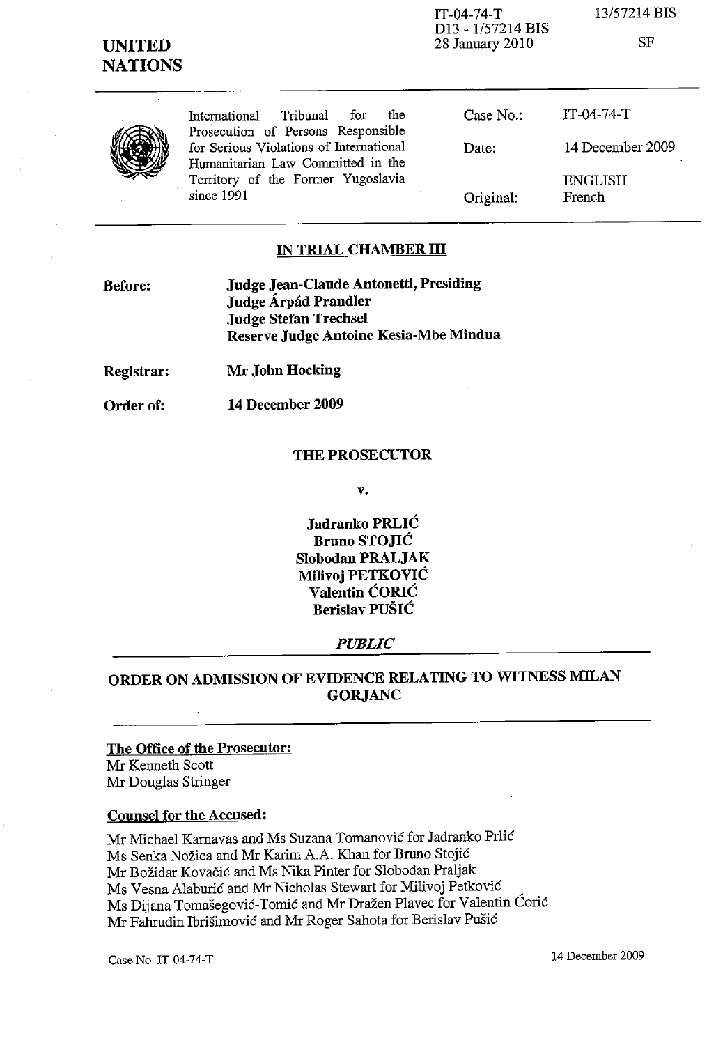IT-04-74-T
D13 - 1/57214 BIS
28 January 2010

13/57214 BIS

SF

**UNITED NATIONS**

| International Tribunal for the Prosecution of Persons Responsible for Serious Violations of International Humanitarian Law Committed in the Territory of the Former Yugoslavia since 1991 | Case No.: | IT-04-74-T |
| --- | --- | --- |
| | Date: | 14 December 2009 |
| | Original: | ENGLISH French |

## IN TRIAL CHAMBER III

**Before:** **Judge Jean-Claude Antonetti, Presiding**
**Judge Árpád Prandler**
**Judge Stefan Trechsel**
**Reserve Judge Antoine Kesia-Mbe Mindua**

**Registrar:** **Mr John Hocking**

**Order of:** **14 December 2009**

**THE PROSECUTOR**

**v.**

**Jadranko PRLIĆ**
**Bruno STOJIĆ**
**Slobodan PRALJAK**
**Milivoj PETKOVIĆ**
**Valentin ĆORIĆ**
**Berislav PUŠIĆ**

***PUBLIC***

## ORDER ON ADMISSION OF EVIDENCE RELATING TO WITNESS MILAN GORJANC

**The Office of the Prosecutor:**
Mr Kenneth Scott
Mr Douglas Stringer

**Counsel for the Accused:**

Mr Michael Karnavas and Ms Suzana Tomanović for Jadranko Prlić
Ms Senka Nožica and Mr Karim A.A. Khan for Bruno Stojić
Mr Božidar Kovačić and Ms Nika Pinter for Slobodan Praljak
Ms Vesna Alaburić and Mr Nicholas Stewart for Milivoj Petković
Ms Dijana Tomašegović-Tomić and Mr Dražen Plavec for Valentin Ćorić
Mr Fahrudin Ibrišimović and Mr Roger Sahota for Berislav Pušić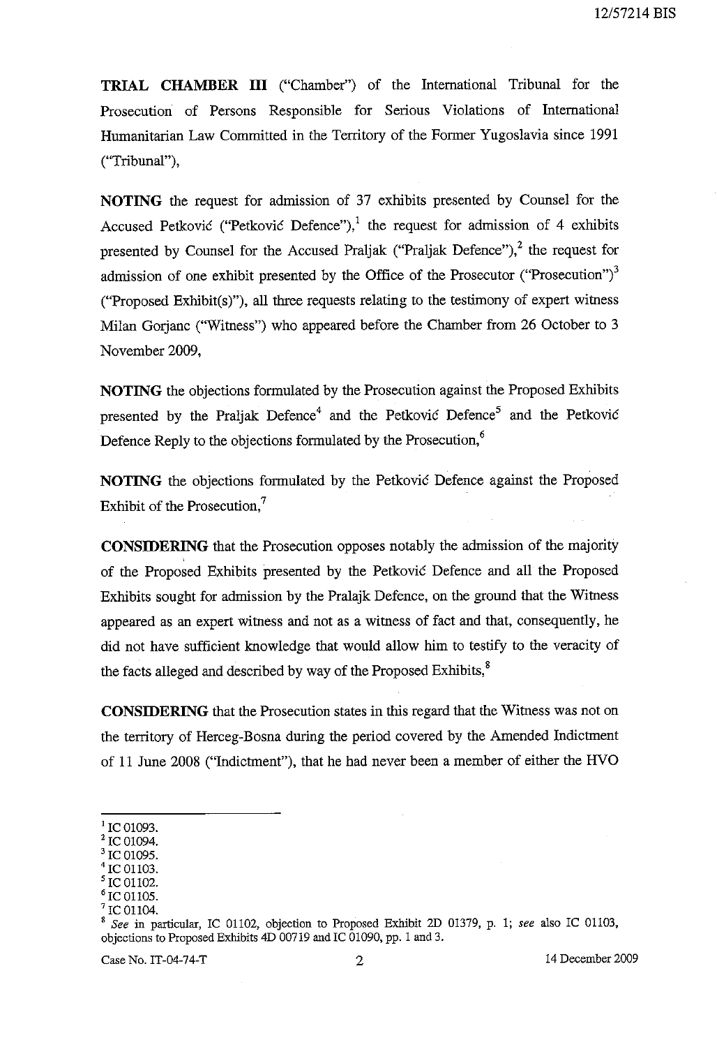**TRIAL CHAMBER III** ("Chamber") of the International Tribunal for the Prosecution of Persons Responsible for Serious Violations of International Humanitarian Law Committed in the Territory of the Former Yugoslavia since 1991 ("Tribunal"),

**NOTING** the request for admission of 37 exhibits presented by Counsel for the Accused Petković ("Petković Defence"),[1] the request for admission of 4 exhibits presented by Counsel for the Accused Praljak ("Praljak Defence"),[2] the request for admission of one exhibit presented by the Office of the Prosecutor ("Prosecution")[3] ("Proposed Exhibit(s)"), all three requests relating to the testimony of expert witness Milan Gorjanc ("Witness") who appeared before the Chamber from 26 October to 3 November 2009,

**NOTING** the objections formulated by the Prosecution against the Proposed Exhibits presented by the Praljak Defence[4] and the Petković Defence[5] and the Petković Defence Reply to the objections formulated by the Prosecution,[6]

**NOTING** the objections formulated by the Petković Defence against the Proposed Exhibit of the Prosecution,[7]

**CONSIDERING** that the Prosecution opposes notably the admission of the majority of the Proposed Exhibits presented by the Petković Defence and all the Proposed Exhibits sought for admission by the Pralajk Defence, on the ground that the Witness appeared as an expert witness and not as a witness of fact and that, consequently, he did not have sufficient knowledge that would allow him to testify to the veracity of the facts alleged and described by way of the Proposed Exhibits,[8]

**CONSIDERING** that the Prosecution states in this regard that the Witness was not on the territory of Herceg-Bosna during the period covered by the Amended Indictment of 11 June 2008 ("Indictment"), that he had never been a member of either the HVO

---

[1] IC 01093.
[2] IC 01094.
[3] IC 01095.
[4] IC 01103.
[5] IC 01102.
[6] IC 01105.
[7] IC 01104.
[8] *See* in particular, IC 01102, objection to Proposed Exhibit 2D 01379, p. 1; *see* also IC 01103, objections to Proposed Exhibits 4D 00719 and IC 01090, pp. 1 and 3.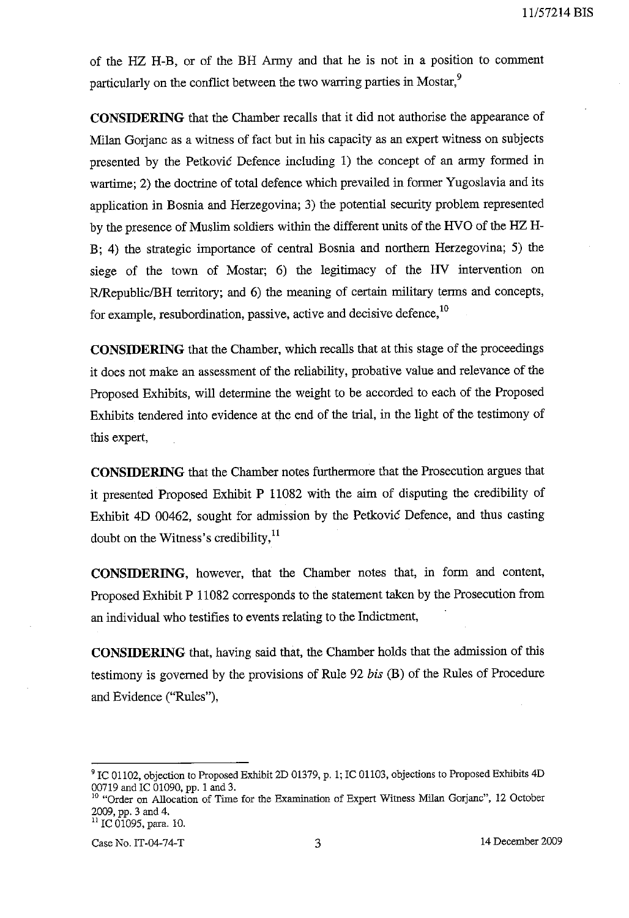of the HZ H-B, or of the BH Army and that he is not in a position to comment particularly on the conflict between the two warring parties in Mostar,[9]

**CONSIDERING** that the Chamber recalls that it did not authorise the appearance of Milan Gorjanc as a witness of fact but in his capacity as an expert witness on subjects presented by the Petković Defence including 1) the concept of an army formed in wartime; 2) the doctrine of total defence which prevailed in former Yugoslavia and its application in Bosnia and Herzegovina; 3) the potential security problem represented by the presence of Muslim soldiers within the different units of the HVO of the HZ H-B; 4) the strategic importance of central Bosnia and northern Herzegovina; 5) the siege of the town of Mostar; 6) the legitimacy of the HV intervention on R/Republic/BH territory; and 6) the meaning of certain military terms and concepts, for example, resubordination, passive, active and decisive defence,[10]

**CONSIDERING** that the Chamber, which recalls that at this stage of the proceedings it does not make an assessment of the reliability, probative value and relevance of the Proposed Exhibits, will determine the weight to be accorded to each of the Proposed Exhibits tendered into evidence at the end of the trial, in the light of the testimony of this expert,

**CONSIDERING** that the Chamber notes furthermore that the Prosecution argues that it presented Proposed Exhibit P 11082 with the aim of disputing the credibility of Exhibit 4D 00462, sought for admission by the Petković Defence, and thus casting doubt on the Witness's credibility,[11]

**CONSIDERING**, however, that the Chamber notes that, in form and content, Proposed Exhibit P 11082 corresponds to the statement taken by the Prosecution from an individual who testifies to events relating to the Indictment,

**CONSIDERING** that, having said that, the Chamber holds that the admission of this testimony is governed by the provisions of Rule 92 *bis* (B) of the Rules of Procedure and Evidence ("Rules"),

---

[9] IC 01102, objection to Proposed Exhibit 2D 01379, p. 1; IC 01103, objections to Proposed Exhibits 4D 00719 and IC 01090, pp. 1 and 3.

[10] "Order on Allocation of Time for the Examination of Expert Witness Milan Gorjanc", 12 October 2009, pp. 3 and 4.

[11] IC 01095, para. 10.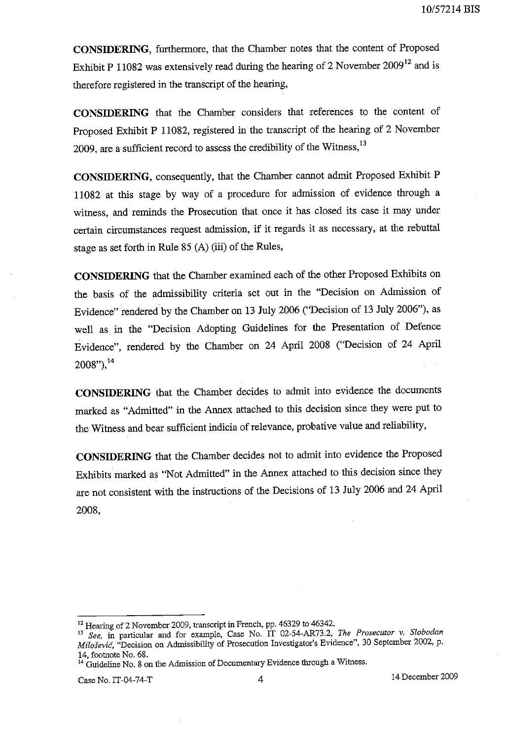**CONSIDERING**, furthermore, that the Chamber notes that the content of Proposed Exhibit P 11082 was extensively read during the hearing of 2 November 2009[12] and is therefore registered in the transcript of the hearing,

**CONSIDERING** that the Chamber considers that references to the content of Proposed Exhibit P 11082, registered in the transcript of the hearing of 2 November 2009, are a sufficient record to assess the credibility of the Witness,[13]

**CONSIDERING**, consequently, that the Chamber cannot admit Proposed Exhibit P 11082 at this stage by way of a procedure for admission of evidence through a witness, and reminds the Prosecution that once it has closed its case it may under certain circumstances request admission, if it regards it as necessary, at the rebuttal stage as set forth in Rule 85 (A) (iii) of the Rules,

**CONSIDERING** that the Chamber examined each of the other Proposed Exhibits on the basis of the admissibility criteria set out in the "Decision on Admission of Evidence" rendered by the Chamber on 13 July 2006 ("Decision of 13 July 2006"), as well as in the "Decision Adopting Guidelines for the Presentation of Defence Evidence", rendered by the Chamber on 24 April 2008 ("Decision of 24 April 2008"),[14]

**CONSIDERING** that the Chamber decides to admit into evidence the documents marked as "Admitted" in the Annex attached to this decision since they were put to the Witness and bear sufficient indicia of relevance, probative value and reliability,

**CONSIDERING** that the Chamber decides not to admit into evidence the Proposed Exhibits marked as "Not Admitted" in the Annex attached to this decision since they are not consistent with the instructions of the Decisions of 13 July 2006 and 24 April 2008,

---

[12] Hearing of 2 November 2009, transcript in French, pp. 46329 to 46342.

[13] *See*, in particular and for example, Case No. IT 02-54-AR73.2, *The Prosecutor v. Slobodan Milošević*, "Decision on Admissibility of Prosecution Investigator's Evidence", 30 September 2002, p. 14, footnote No. 68.

[14] Guideline No. 8 on the Admission of Documentary Evidence through a Witness.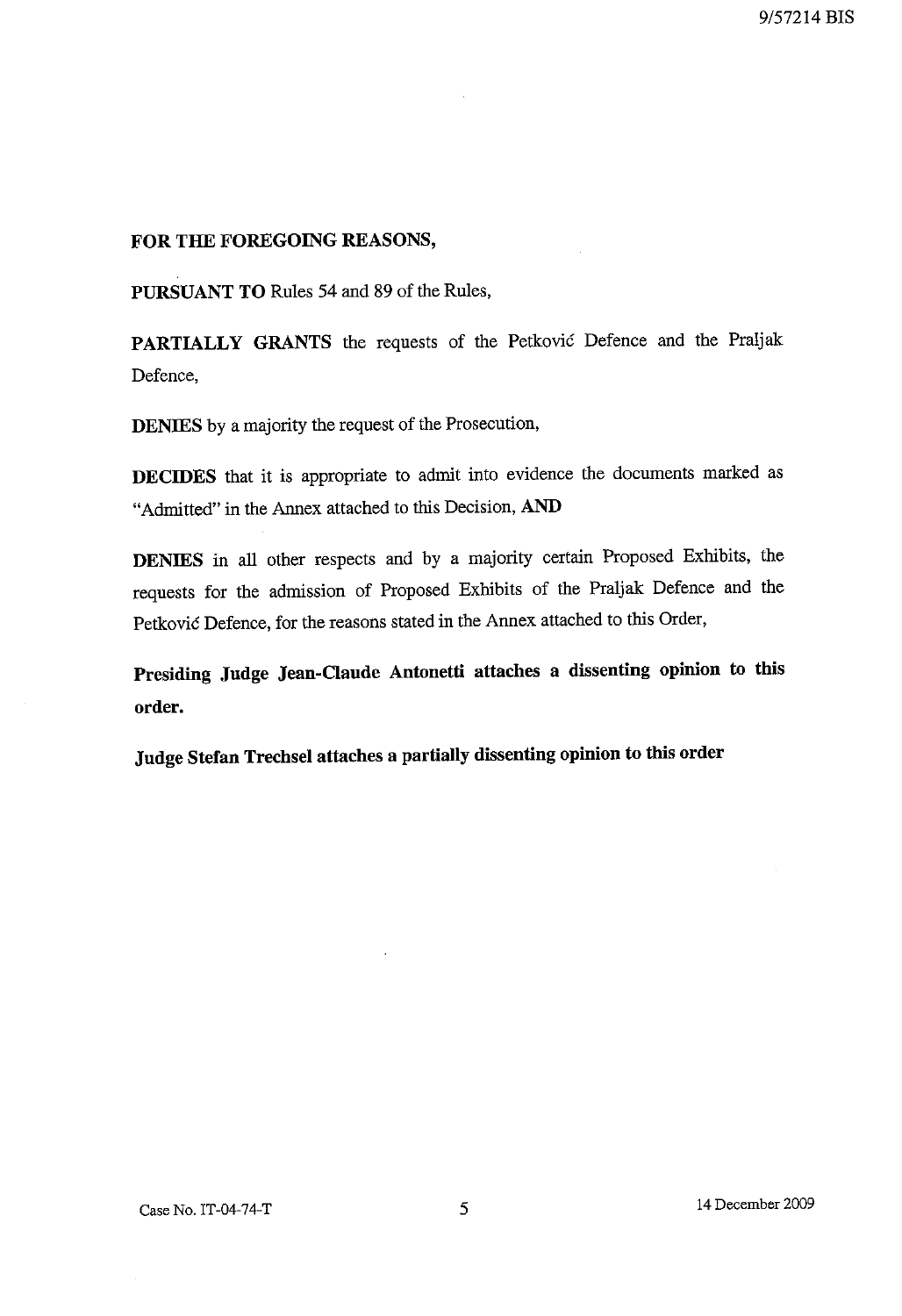**FOR THE FOREGOING REASONS,**

**PURSUANT TO** Rules 54 and 89 of the Rules,

**PARTIALLY GRANTS** the requests of the Petković Defence and the Praljak Defence,

**DENIES** by a majority the request of the Prosecution,

**DECIDES** that it is appropriate to admit into evidence the documents marked as "Admitted" in the Annex attached to this Decision, **AND**

**DENIES** in all other respects and by a majority certain Proposed Exhibits, the requests for the admission of Proposed Exhibits of the Praljak Defence and the Petković Defence, for the reasons stated in the Annex attached to this Order,

**Presiding Judge Jean-Claude Antonetti attaches a dissenting opinion to this order.**

**Judge Stefan Trechsel attaches a partially dissenting opinion to this order**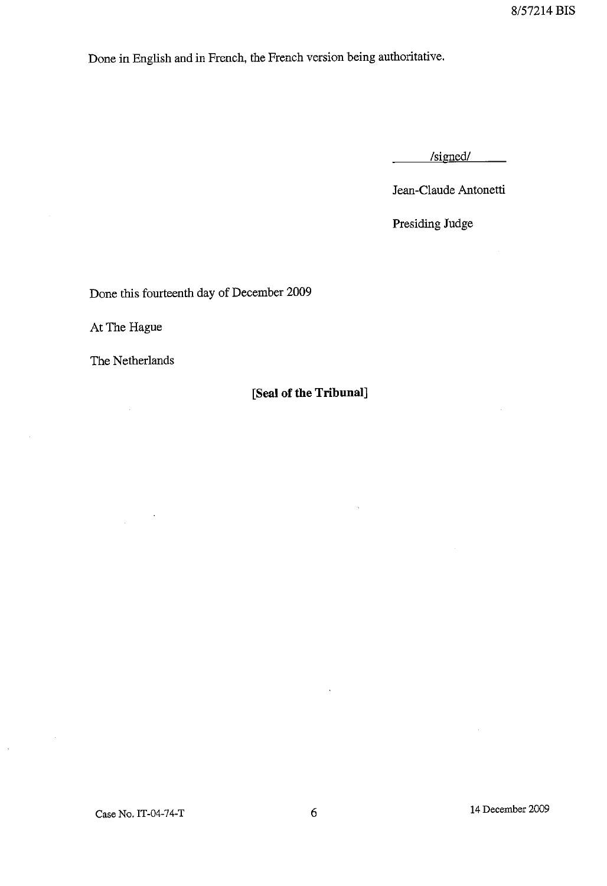Done in English and in French, the French version being authoritative.

/signed/

Jean-Claude Antonetti

Presiding Judge

Done this fourteenth day of December 2009

At The Hague

The Netherlands

**[Seal of the Tribunal]**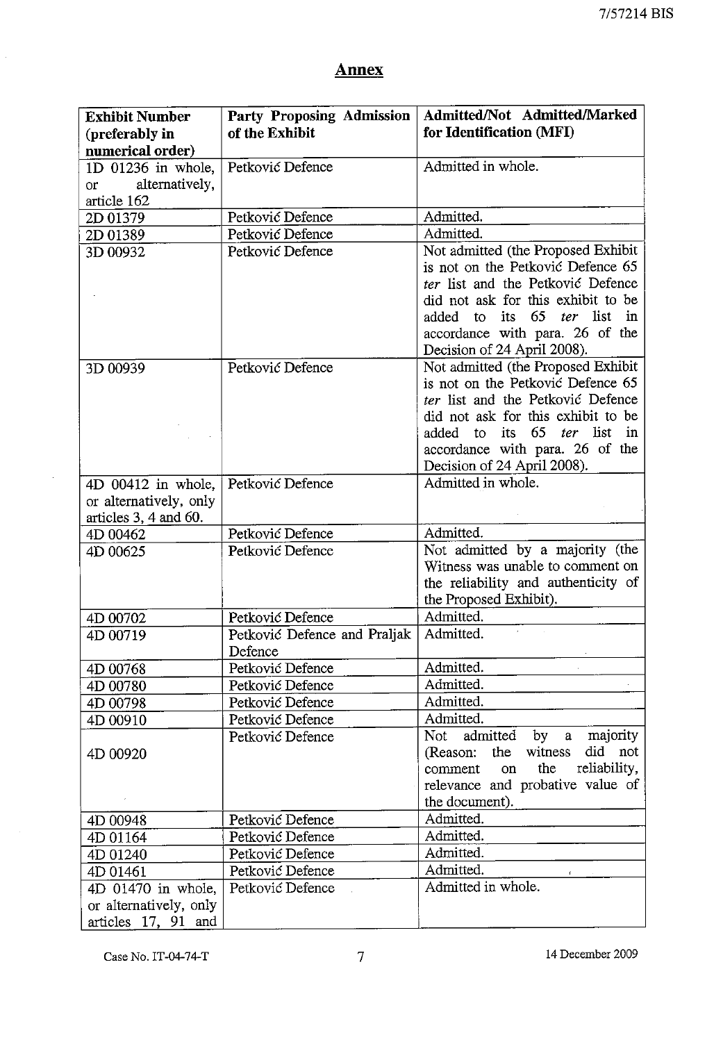## Annex

| Exhibit Number (preferably in numerical order) | Party Proposing Admission of the Exhibit | Admitted/Not Admitted/Marked for Identification (MFI) |
|---|---|---|
| 1D 01236 in whole, or alternatively, article 162 | Petković Defence | Admitted in whole. |
| 2D 01379 | Petković Defence | Admitted. |
| 2D 01389 | Petković Defence | Admitted. |
| 3D 00932 | Petković Defence | Not admitted (the Proposed Exhibit is not on the Petković Defence 65 *ter* list and the Petković Defence did not ask for this exhibit to be added to its 65 *ter* list in accordance with para. 26 of the Decision of 24 April 2008). |
| 3D 00939 | Petković Defence | Not admitted (the Proposed Exhibit is not on the Petković Defence 65 *ter* list and the Petković Defence did not ask for this exhibit to be added to its 65 *ter* list in accordance with para. 26 of the Decision of 24 April 2008). |
| 4D 00412 in whole, or alternatively, only articles 3, 4 and 60. | Petković Defence | Admitted in whole. |
| 4D 00462 | Petković Defence | Admitted. |
| 4D 00625 | Petković Defence | Not admitted by a majority (the Witness was unable to comment on the reliability and authenticity of the Proposed Exhibit). |
| 4D 00702 | Petković Defence | Admitted. |
| 4D 00719 | Petković Defence and Praljak Defence | Admitted. |
| 4D 00768 | Petković Defence | Admitted. |
| 4D 00780 | Petković Defence | Admitted. |
| 4D 00798 | Petković Defence | Admitted. |
| 4D 00910 | Petković Defence | Admitted. |
| 4D 00920 | Petković Defence | Not admitted by a majority (Reason: the witness did not comment on the reliability, relevance and probative value of the document). |
| 4D 00948 | Petković Defence | Admitted. |
| 4D 01164 | Petković Defence | Admitted. |
| 4D 01240 | Petković Defence | Admitted. |
| 4D 01461 | Petković Defence | Admitted. |
| 4D 01470 in whole, or alternatively, only articles 17, 91 and | Petković Defence | Admitted in whole. |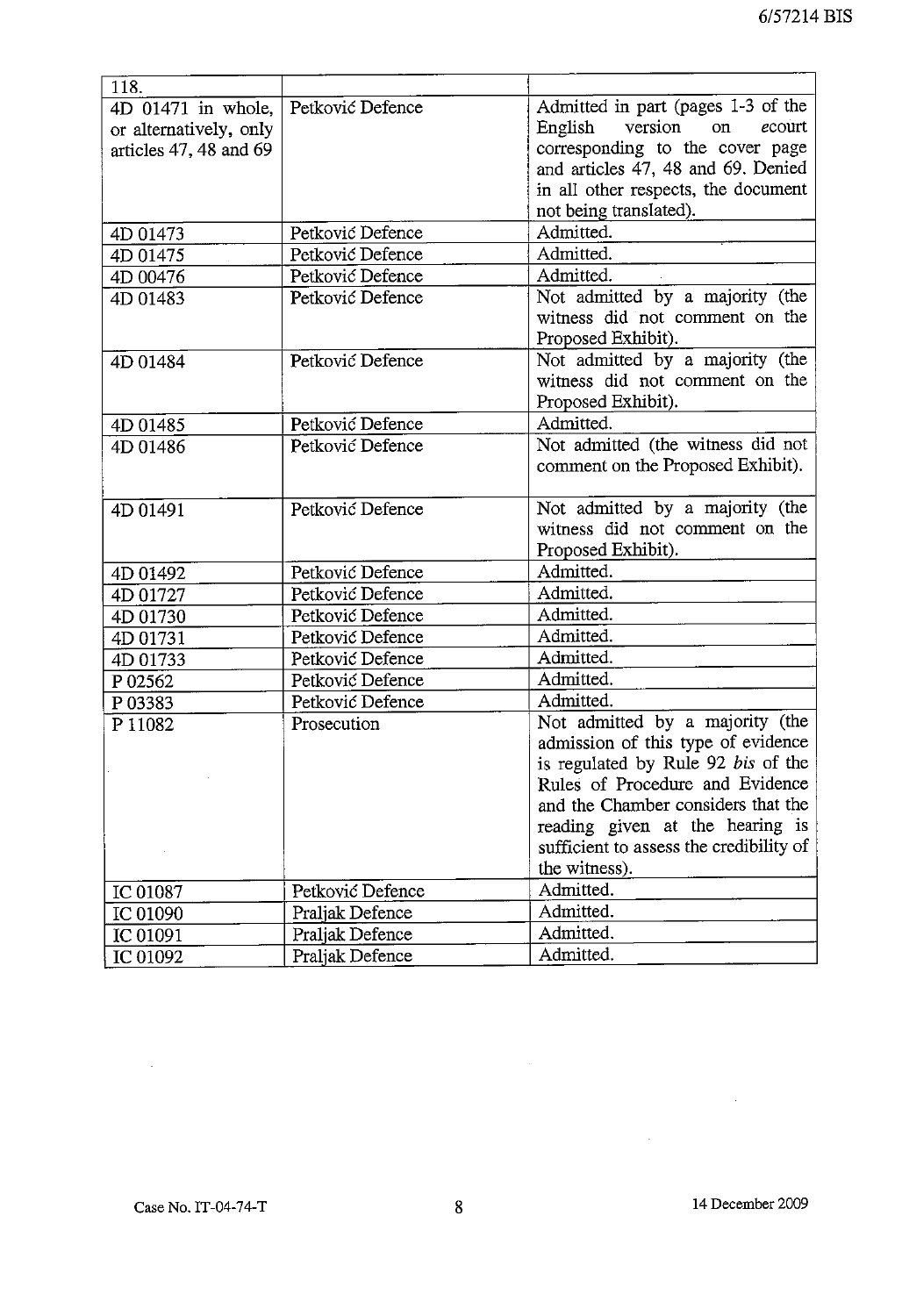| | | |
|---|---|---|
| 118. | | |
| 4D 01471 in whole, or alternatively, only articles 47, 48 and 69 | Petković Defence | Admitted in part (pages 1-3 of the English version on *ecourt* corresponding to the cover page and articles 47, 48 and 69. Denied in all other respects, the document not being translated). |
| 4D 01473 | Petković Defence | Admitted. |
| 4D 01475 | Petković Defence | Admitted. |
| 4D 00476 | Petković Defence | Admitted. |
| 4D 01483 | Petković Defence | Not admitted by a majority (the witness did not comment on the Proposed Exhibit). |
| 4D 01484 | Petković Defence | Not admitted by a majority (the witness did not comment on the Proposed Exhibit). |
| 4D 01485 | Petković Defence | Admitted. |
| 4D 01486 | Petković Defence | Not admitted (the witness did not comment on the Proposed Exhibit). |
| 4D 01491 | Petković Defence | Not admitted by a majority (the witness did not comment on the Proposed Exhibit). |
| 4D 01492 | Petković Defence | Admitted. |
| 4D 01727 | Petković Defence | Admitted. |
| 4D 01730 | Petković Defence | Admitted. |
| 4D 01731 | Petković Defence | Admitted. |
| 4D 01733 | Petković Defence | Admitted. |
| P 02562 | Petković Defence | Admitted. |
| P 03383 | Petković Defence | Admitted. |
| P 11082 | Prosecution | Not admitted by a majority (the admission of this type of evidence is regulated by Rule 92 *bis* of the Rules of Procedure and Evidence and the Chamber considers that the reading given at the hearing is sufficient to assess the credibility of the witness). |
| IC 01087 | Petković Defence | Admitted. |
| IC 01090 | Praljak Defence | Admitted. |
| IC 01091 | Praljak Defence | Admitted. |
| IC 01092 | Praljak Defence | Admitted. |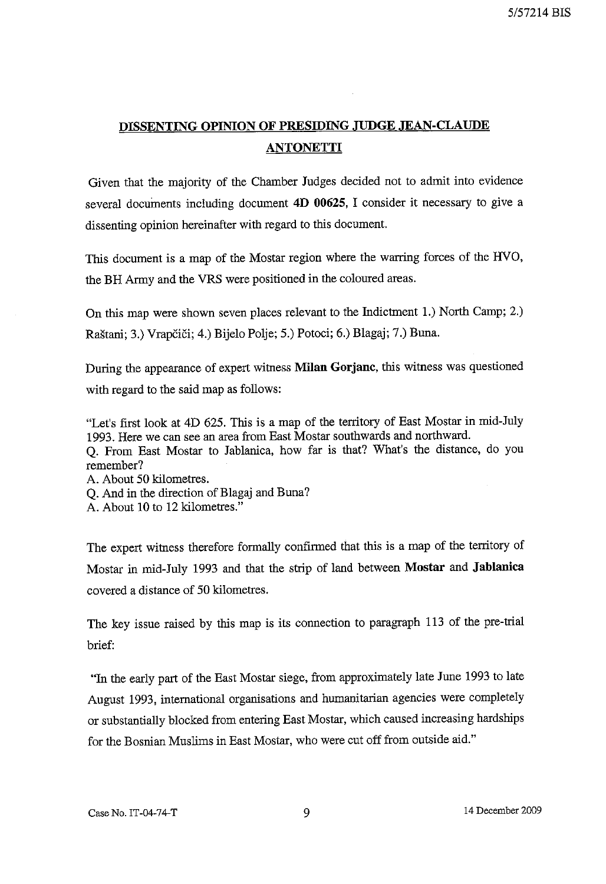## DISSENTING OPINION OF PRESIDING JUDGE JEAN-CLAUDE ANTONETTI

Given that the majority of the Chamber Judges decided not to admit into evidence several documents including document **4D 00625**, I consider it necessary to give a dissenting opinion hereinafter with regard to this document.

This document is a map of the Mostar region where the warring forces of the HVO, the BH Army and the VRS were positioned in the coloured areas.

On this map were shown seven places relevant to the Indictment 1.) North Camp; 2.) Raštani; 3.) Vrapčići; 4.) Bijelo Polje; 5.) Potoci; 6.) Blagaj; 7.) Buna.

During the appearance of expert witness **Milan Gorjanc**, this witness was questioned with regard to the said map as follows:

"Let's first look at 4D 625. This is a map of the territory of East Mostar in mid-July 1993. Here we can see an area from East Mostar southwards and northward.
Q. From East Mostar to Jablanica, how far is that? What's the distance, do you remember?
A. About 50 kilometres.
Q. And in the direction of Blagaj and Buna?
A. About 10 to 12 kilometres."

The expert witness therefore formally confirmed that this is a map of the territory of Mostar in mid-July 1993 and that the strip of land between **Mostar** and **Jablanica** covered a distance of 50 kilometres.

The key issue raised by this map is its connection to paragraph 113 of the pre-trial brief:

"In the early part of the East Mostar siege, from approximately late June 1993 to late August 1993, international organisations and humanitarian agencies were completely or substantially blocked from entering East Mostar, which caused increasing hardships for the Bosnian Muslims in East Mostar, who were cut off from outside aid."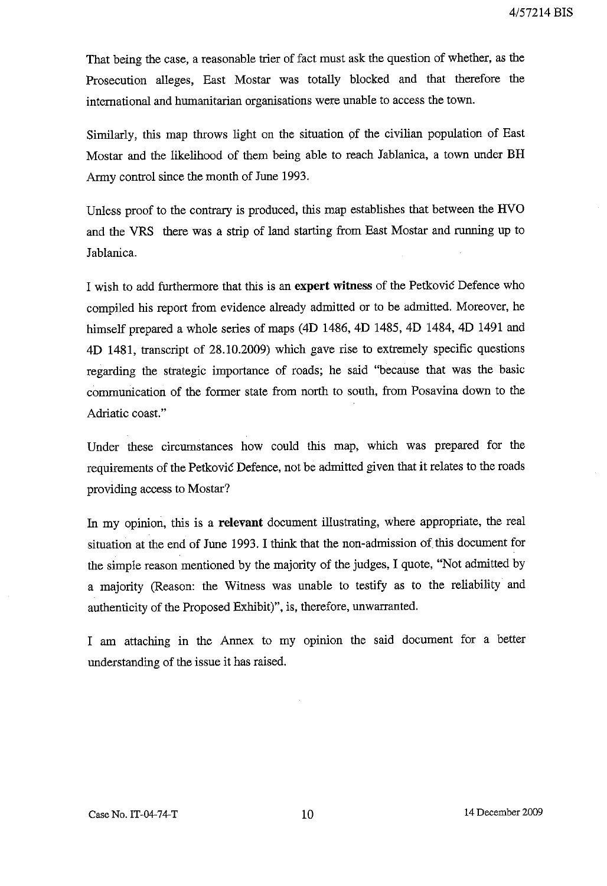That being the case, a reasonable trier of fact must ask the question of whether, as the Prosecution alleges, East Mostar was totally blocked and that therefore the international and humanitarian organisations were unable to access the town.

Similarly, this map throws light on the situation of the civilian population of East Mostar and the likelihood of them being able to reach Jablanica, a town under BH Army control since the month of June 1993.

Unless proof to the contrary is produced, this map establishes that between the HVO and the VRS there was a strip of land starting from East Mostar and running up to Jablanica.

I wish to add furthermore that this is an **expert witness** of the Petković Defence who compiled his report from evidence already admitted or to be admitted. Moreover, he himself prepared a whole series of maps (4D 1486, 4D 1485, 4D 1484, 4D 1491 and 4D 1481, transcript of 28.10.2009) which gave rise to extremely specific questions regarding the strategic importance of roads; he said "because that was the basic communication of the former state from north to south, from Posavina down to the Adriatic coast."

Under these circumstances how could this map, which was prepared for the requirements of the Petković Defence, not be admitted given that it relates to the roads providing access to Mostar?

In my opinion, this is a **relevant** document illustrating, where appropriate, the real situation at the end of June 1993. I think that the non-admission of this document for the simple reason mentioned by the majority of the judges, I quote, "Not admitted by a majority (Reason: the Witness was unable to testify as to the reliability and authenticity of the Proposed Exhibit)", is, therefore, unwarranted.

I am attaching in the Annex to my opinion the said document for a better understanding of the issue it has raised.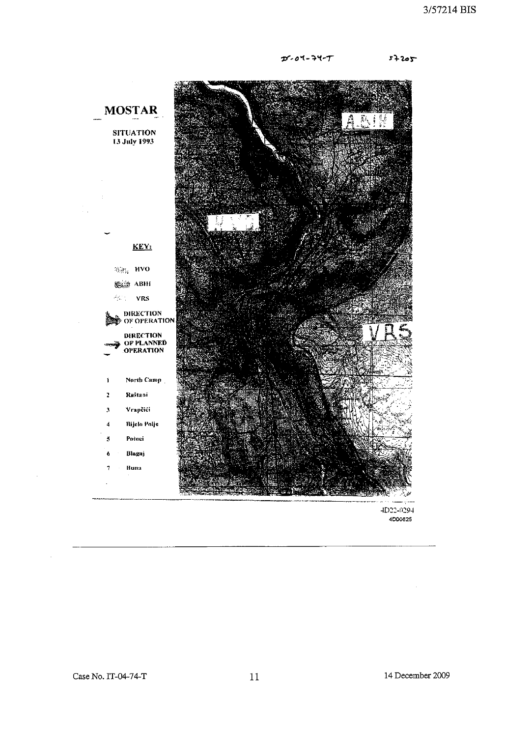IT-04-74-T 57205

# MOSTAR

**SITUATION**
**13 July 1993**

**KEY:**

HVO

ABIH

VRS

DIRECTION OF OPERATION

DIRECTION OF PLANNED OPERATION

1. North Camp
2. Raštani
3. Vrapčići
4. Bijelo Polje
5. Potoci
6. Blagaj
7. Buna

ABIH

HVO

VRS

4D22-0294
4D00625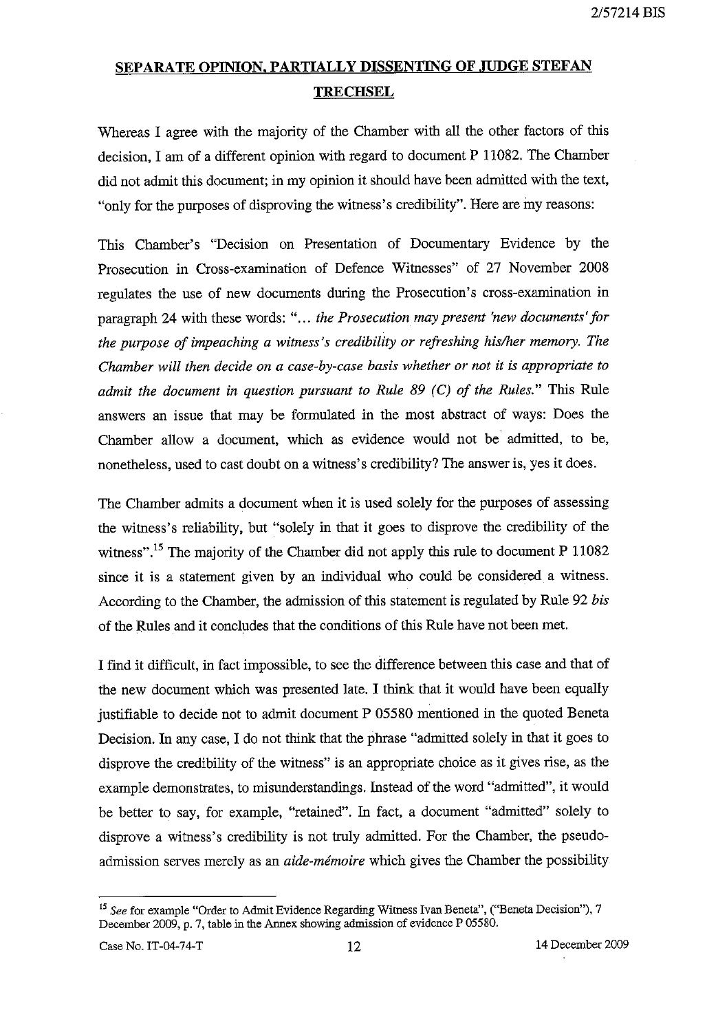# SEPARATE OPINION, PARTIALLY DISSENTING OF JUDGE STEFAN TRECHSEL

Whereas I agree with the majority of the Chamber with all the other factors of this decision, I am of a different opinion with regard to document P 11082. The Chamber did not admit this document; in my opinion it should have been admitted with the text, "only for the purposes of disproving the witness's credibility". Here are my reasons:

This Chamber's "Decision on Presentation of Documentary Evidence by the Prosecution in Cross-examination of Defence Witnesses" of 27 November 2008 regulates the use of new documents during the Prosecution's cross-examination in paragraph 24 with these words: "*... the Prosecution may present 'new documents' for the purpose of impeaching a witness's credibility or refreshing his/her memory. The Chamber will then decide on a case-by-case basis whether or not it is appropriate to admit the document in question pursuant to Rule 89 (C) of the Rules.*" This Rule answers an issue that may be formulated in the most abstract of ways: Does the Chamber allow a document, which as evidence would not be admitted, to be, nonetheless, used to cast doubt on a witness's credibility? The answer is, yes it does.

The Chamber admits a document when it is used solely for the purposes of assessing the witness's reliability, but "solely in that it goes to disprove the credibility of the witness".[15] The majority of the Chamber did not apply this rule to document P 11082 since it is a statement given by an individual who could be considered a witness. According to the Chamber, the admission of this statement is regulated by Rule 92 *bis* of the Rules and it concludes that the conditions of this Rule have not been met.

I find it difficult, in fact impossible, to see the difference between this case and that of the new document which was presented late. I think that it would have been equally justifiable to decide not to admit document P 05580 mentioned in the quoted Beneta Decision. In any case, I do not think that the phrase "admitted solely in that it goes to disprove the credibility of the witness" is an appropriate choice as it gives rise, as the example demonstrates, to misunderstandings. Instead of the word "admitted", it would be better to say, for example, "retained". In fact, a document "admitted" solely to disprove a witness's credibility is not truly admitted. For the Chamber, the pseudo-admission serves merely as an *aide-mémoire* which gives the Chamber the possibility

---

[15] *See* for example "Order to Admit Evidence Regarding Witness Ivan Beneta", ("Beneta Decision"), 7 December 2009, p. 7, table in the Annex showing admission of evidence P 05580.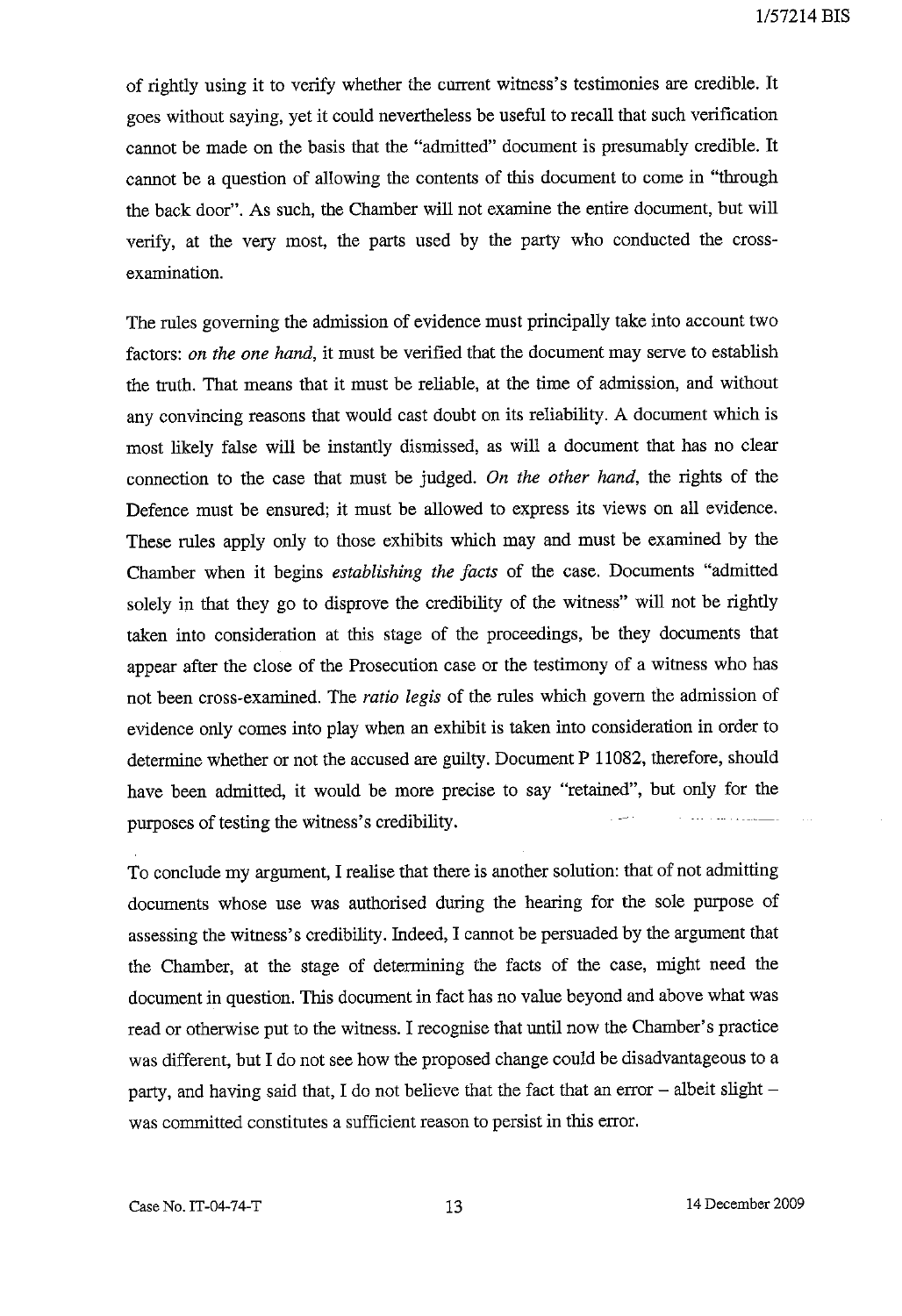of rightly using it to verify whether the current witness's testimonies are credible. It goes without saying, yet it could nevertheless be useful to recall that such verification cannot be made on the basis that the "admitted" document is presumably credible. It cannot be a question of allowing the contents of this document to come in "through the back door". As such, the Chamber will not examine the entire document, but will verify, at the very most, the parts used by the party who conducted the cross-examination.

The rules governing the admission of evidence must principally take into account two factors: *on the one hand*, it must be verified that the document may serve to establish the truth. That means that it must be reliable, at the time of admission, and without any convincing reasons that would cast doubt on its reliability. A document which is most likely false will be instantly dismissed, as will a document that has no clear connection to the case that must be judged. *On the other hand*, the rights of the Defence must be ensured; it must be allowed to express its views on all evidence. These rules apply only to those exhibits which may and must be examined by the Chamber when it begins *establishing the facts* of the case. Documents "admitted solely in that they go to disprove the credibility of the witness" will not be rightly taken into consideration at this stage of the proceedings, be they documents that appear after the close of the Prosecution case or the testimony of a witness who has not been cross-examined. The *ratio legis* of the rules which govern the admission of evidence only comes into play when an exhibit is taken into consideration in order to determine whether or not the accused are guilty. Document P 11082, therefore, should have been admitted, it would be more precise to say "retained", but only for the purposes of testing the witness's credibility.

To conclude my argument, I realise that there is another solution: that of not admitting documents whose use was authorised during the hearing for the sole purpose of assessing the witness's credibility. Indeed, I cannot be persuaded by the argument that the Chamber, at the stage of determining the facts of the case, might need the document in question. This document in fact has no value beyond and above what was read or otherwise put to the witness. I recognise that until now the Chamber's practice was different, but I do not see how the proposed change could be disadvantageous to a party, and having said that, I do not believe that the fact that an error – albeit slight – was committed constitutes a sufficient reason to persist in this error.